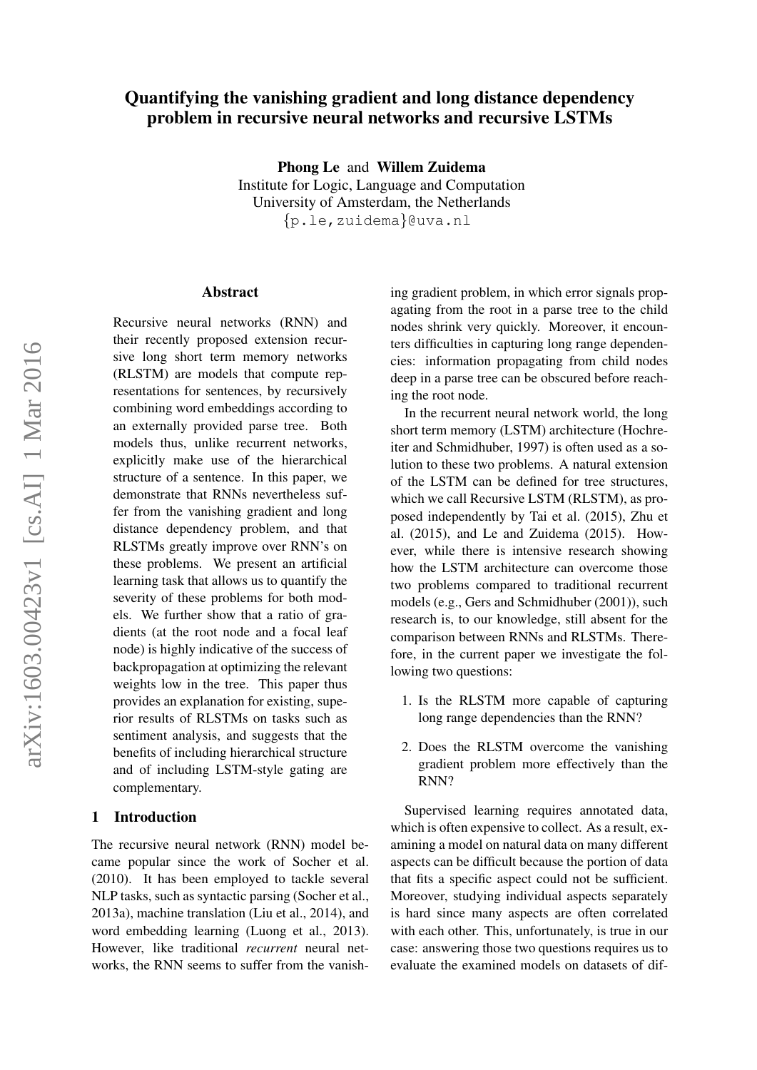# Quantifying the vanishing gradient and long distance dependency problem in recursive neural networks and recursive LSTMs

**Phong Le** and **Willem Zuidema**
Institute for Logic, Language and Computation
University of Amsterdam, the Netherlands
{p.le,zuidema}@uva.nl

## Abstract

Recursive neural networks (RNN) and their recently proposed extension recursive long short term memory networks (RLSTM) are models that compute representations for sentences, by recursively combining word embeddings according to an externally provided parse tree. Both models thus, unlike recurrent networks, explicitly make use of the hierarchical structure of a sentence. In this paper, we demonstrate that RNNs nevertheless suffer from the vanishing gradient and long distance dependency problem, and that RLSTMs greatly improve over RNN's on these problems. We present an artificial learning task that allows us to quantify the severity of these problems for both models. We further show that a ratio of gradients (at the root node and a focal leaf node) is highly indicative of the success of backpropagation at optimizing the relevant weights low in the tree. This paper thus provides an explanation for existing, superior results of RLSTMs on tasks such as sentiment analysis, and suggests that the benefits of including hierarchical structure and of including LSTM-style gating are complementary.

## 1 Introduction

The recursive neural network (RNN) model became popular since the work of Socher et al. (2010). It has been employed to tackle several NLP tasks, such as syntactic parsing (Socher et al., 2013a), machine translation (Liu et al., 2014), and word embedding learning (Luong et al., 2013). However, like traditional *recurrent* neural networks, the RNN seems to suffer from the vanishing gradient problem, in which error signals propagating from the root in a parse tree to the child nodes shrink very quickly. Moreover, it encounters difficulties in capturing long range dependencies: information propagating from child nodes deep in a parse tree can be obscured before reaching the root node.

In the recurrent neural network world, the long short term memory (LSTM) architecture (Hochreiter and Schmidhuber, 1997) is often used as a solution to these two problems. A natural extension of the LSTM can be defined for tree structures, which we call Recursive LSTM (RLSTM), as proposed independently by Tai et al. (2015), Zhu et al. (2015), and Le and Zuidema (2015). However, while there is intensive research showing how the LSTM architecture can overcome those two problems compared to traditional recurrent models (e.g., Gers and Schmidhuber (2001)), such research is, to our knowledge, still absent for the comparison between RNNs and RLSTMs. Therefore, in the current paper we investigate the following two questions:

1. Is the RLSTM more capable of capturing long range dependencies than the RNN?
2. Does the RLSTM overcome the vanishing gradient problem more effectively than the RNN?

Supervised learning requires annotated data, which is often expensive to collect. As a result, examining a model on natural data on many different aspects can be difficult because the portion of data that fits a specific aspect could not be sufficient. Moreover, studying individual aspects separately is hard since many aspects are often correlated with each other. This, unfortunately, is true in our case: answering those two questions requires us to evaluate the examined models on datasets of dif-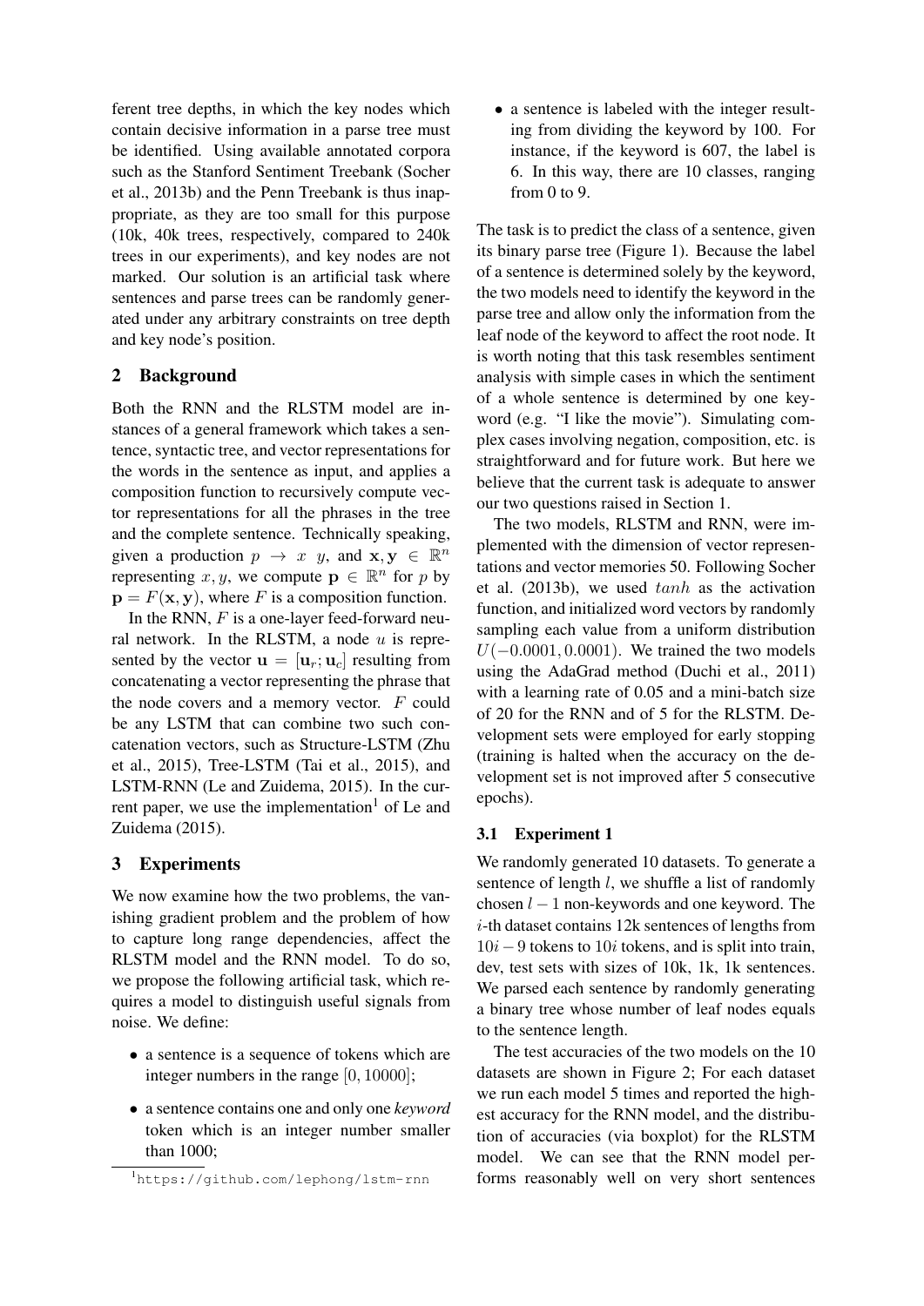ferent tree depths, in which the key nodes which contain decisive information in a parse tree must be identified. Using available annotated corpora such as the Stanford Sentiment Treebank (Socher et al., 2013b) and the Penn Treebank is thus inappropriate, as they are too small for this purpose (10k, 40k trees, respectively, compared to 240k trees in our experiments), and key nodes are not marked. Our solution is an artificial task where sentences and parse trees can be randomly generated under any arbitrary constraints on tree depth and key node's position.

## 2 Background

Both the RNN and the RLSTM model are instances of a general framework which takes a sentence, syntactic tree, and vector representations for the words in the sentence as input, and applies a composition function to recursively compute vector representations for all the phrases in the tree and the complete sentence. Technically speaking, given a production $p \rightarrow x \ y$, and $\mathbf{x}, \mathbf{y} \in \mathbb{R}^n$ representing $x, y$, we compute $\mathbf{p} \in \mathbb{R}^n$ for $p$ by $\mathbf{p} = F(\mathbf{x}, \mathbf{y})$, where $F$ is a composition function.

In the RNN, $F$ is a one-layer feed-forward neural network. In the RLSTM, a node $u$ is represented by the vector $\mathbf{u} = [\mathbf{u}_r; \mathbf{u}_c]$ resulting from concatenating a vector representing the phrase that the node covers and a memory vector. $F$ could be any LSTM that can combine two such concatenation vectors, such as Structure-LSTM (Zhu et al., 2015), Tree-LSTM (Tai et al., 2015), and LSTM-RNN (Le and Zuidema, 2015). In the current paper, we use the implementation[1] of Le and Zuidema (2015).

## 3 Experiments

We now examine how the two problems, the vanishing gradient problem and the problem of how to capture long range dependencies, affect the RLSTM model and the RNN model. To do so, we propose the following artificial task, which requires a model to distinguish useful signals from noise. We define:

- a sentence is a sequence of tokens which are integer numbers in the range $[0, 10000]$;
- a sentence contains one and only one *keyword* token which is an integer number smaller than 1000;
- a sentence is labeled with the integer resulting from dividing the keyword by 100. For instance, if the keyword is 607, the label is 6. In this way, there are 10 classes, ranging from 0 to 9.

[1] https://github.com/lephong/lstm-rnn

The task is to predict the class of a sentence, given its binary parse tree (Figure 1). Because the label of a sentence is determined solely by the keyword, the two models need to identify the keyword in the parse tree and allow only the information from the leaf node of the keyword to affect the root node. It is worth noting that this task resembles sentiment analysis with simple cases in which the sentiment of a whole sentence is determined by one keyword (e.g. "I like the movie"). Simulating complex cases involving negation, composition, etc. is straightforward and for future work. But here we believe that the current task is adequate to answer our two questions raised in Section 1.

The two models, RLSTM and RNN, were implemented with the dimension of vector representations and vector memories 50. Following Socher et al. (2013b), we used $tanh$ as the activation function, and initialized word vectors by randomly sampling each value from a uniform distribution $U(-0.0001, 0.0001)$. We trained the two models using the AdaGrad method (Duchi et al., 2011) with a learning rate of 0.05 and a mini-batch size of 20 for the RNN and of 5 for the RLSTM. Development sets were employed for early stopping (training is halted when the accuracy on the development set is not improved after 5 consecutive epochs).

### 3.1 Experiment 1

We randomly generated 10 datasets. To generate a sentence of length $l$, we shuffle a list of randomly chosen $l - 1$ non-keywords and one keyword. The $i$-th dataset contains 12k sentences of lengths from $10i - 9$ tokens to $10i$ tokens, and is split into train, dev, test sets with sizes of 10k, 1k, 1k sentences. We parsed each sentence by randomly generating a binary tree whose number of leaf nodes equals to the sentence length.

The test accuracies of the two models on the 10 datasets are shown in Figure 2; For each dataset we run each model 5 times and reported the highest accuracy for the RNN model, and the distribution of accuracies (via boxplot) for the RLSTM model. We can see that the RNN model performs reasonably well on very short sentences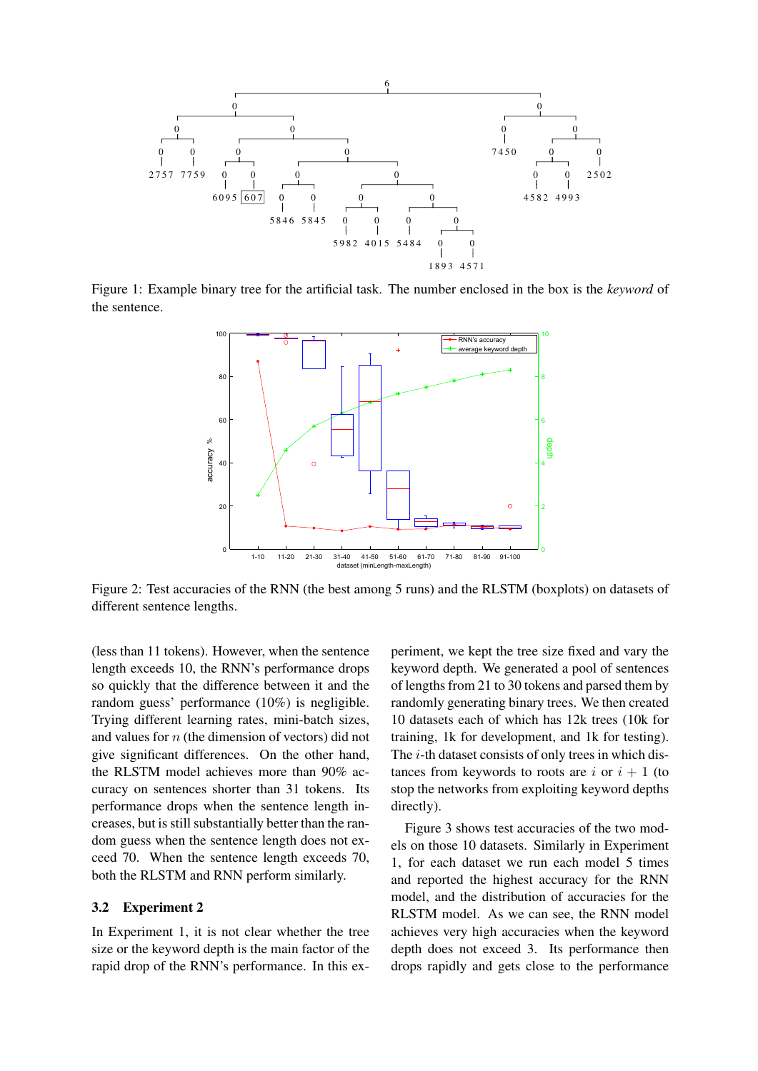Figure 1: Example binary tree for the artificial task. The number enclosed in the box is the *keyword* of the sentence.

Figure 2: Test accuracies of the RNN (the best among 5 runs) and the RLSTM (boxplots) on datasets of different sentence lengths.

(less than 11 tokens). However, when the sentence length exceeds 10, the RNN's performance drops so quickly that the difference between it and the random guess' performance (10%) is negligible. Trying different learning rates, mini-batch sizes, and values for $n$ (the dimension of vectors) did not give significant differences. On the other hand, the RLSTM model achieves more than 90% accuracy on sentences shorter than 31 tokens. Its performance drops when the sentence length increases, but is still substantially better than the random guess when the sentence length does not exceed 70. When the sentence length exceeds 70, both the RLSTM and RNN perform similarly.

### 3.2 Experiment 2

In Experiment 1, it is not clear whether the tree size or the keyword depth is the main factor of the rapid drop of the RNN's performance. In this experiment, we kept the tree size fixed and vary the keyword depth. We generated a pool of sentences of lengths from 21 to 30 tokens and parsed them by randomly generating binary trees. We then created 10 datasets each of which has 12k trees (10k for training, 1k for development, and 1k for testing). The $i$-th dataset consists of only trees in which distances from keywords to roots are $i$ or $i + 1$ (to stop the networks from exploiting keyword depths directly).

Figure 3 shows test accuracies of the two models on those 10 datasets. Similarly in Experiment 1, for each dataset we run each model 5 times and reported the highest accuracy for the RNN model, and the distribution of accuracies for the RLSTM model. As we can see, the RNN model achieves very high accuracies when the keyword depth does not exceed 3. Its performance then drops rapidly and gets close to the performance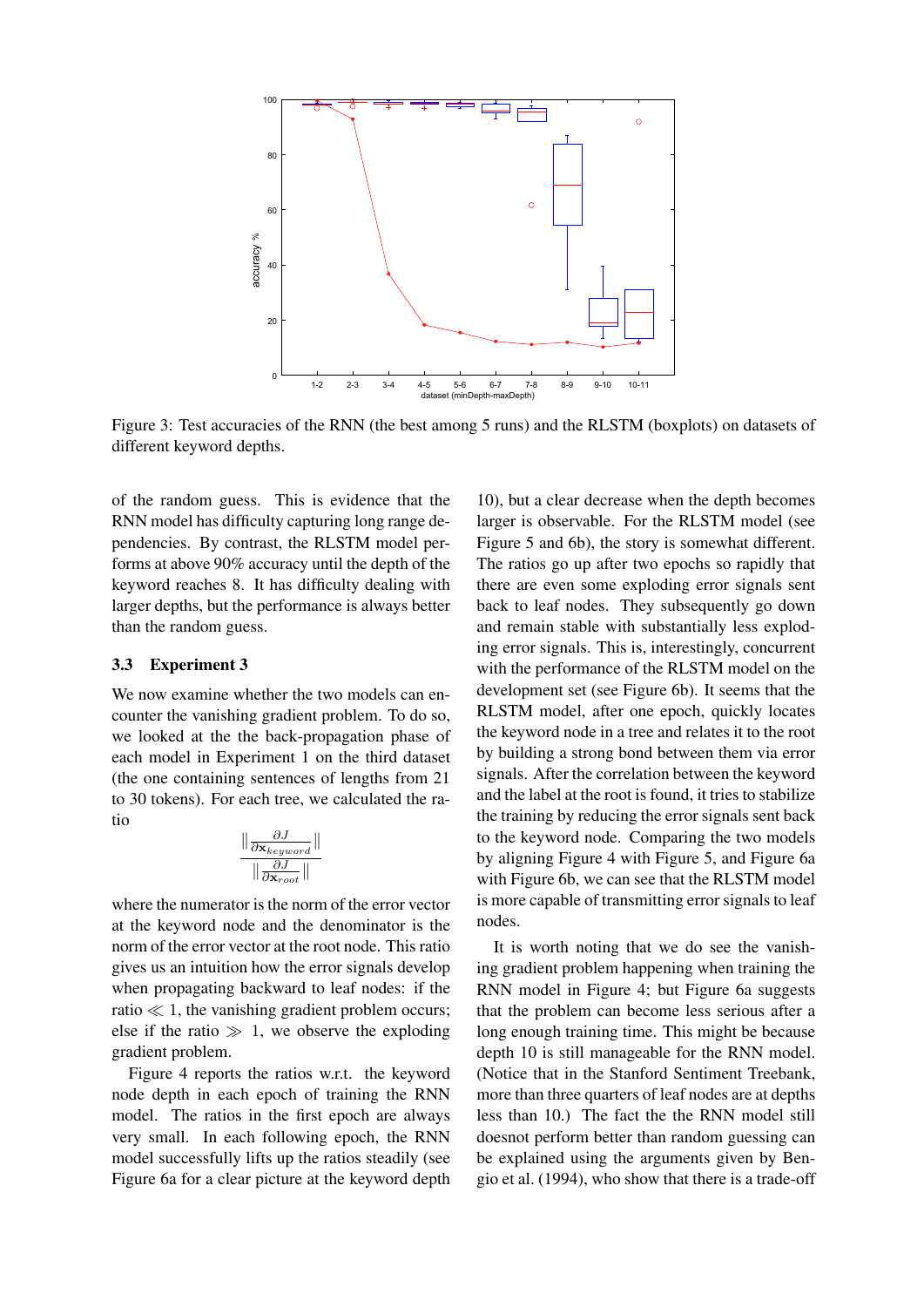Figure 3: Test accuracies of the RNN (the best among 5 runs) and the RLSTM (boxplots) on datasets of different keyword depths.

of the random guess. This is evidence that the RNN model has difficulty capturing long range dependencies. By contrast, the RLSTM model performs at above 90% accuracy until the depth of the keyword reaches 8. It has difficulty dealing with larger depths, but the performance is always better than the random guess.

### 3.3 Experiment 3

We now examine whether the two models can encounter the vanishing gradient problem. To do so, we looked at the the back-propagation phase of each model in Experiment 1 on the third dataset (the one containing sentences of lengths from 21 to 30 tokens). For each tree, we calculated the ratio

$$\frac{\left\| \frac{\partial J}{\partial \mathbf{x}_{keyword}} \right\|}{\left\| \frac{\partial J}{\partial \mathbf{x}_{root}} \right\|}$$

where the numerator is the norm of the error vector at the keyword node and the denominator is the norm of the error vector at the root node. This ratio gives us an intuition how the error signals develop when propagating backward to leaf nodes: if the ratio $\ll 1$, the vanishing gradient problem occurs; else if the ratio $\gg 1$, we observe the exploding gradient problem.

Figure 4 reports the ratios w.r.t. the keyword node depth in each epoch of training the RNN model. The ratios in the first epoch are always very small. In each following epoch, the RNN model successfully lifts up the ratios steadily (see Figure 6a for a clear picture at the keyword depth 10), but a clear decrease when the depth becomes larger is observable. For the RLSTM model (see Figure 5 and 6b), the story is somewhat different. The ratios go up after two epochs so rapidly that there are even some exploding error signals sent back to leaf nodes. They subsequently go down and remain stable with substantially less exploding error signals. This is, interestingly, concurrent with the performance of the RLSTM model on the development set (see Figure 6b). It seems that the RLSTM model, after one epoch, quickly locates the keyword node in a tree and relates it to the root by building a strong bond between them via error signals. After the correlation between the keyword and the label at the root is found, it tries to stabilize the training by reducing the error signals sent back to the keyword node. Comparing the two models by aligning Figure 4 with Figure 5, and Figure 6a with Figure 6b, we can see that the RLSTM model is more capable of transmitting error signals to leaf nodes.

It is worth noting that we do see the vanishing gradient problem happening when training the RNN model in Figure 4; but Figure 6a suggests that the problem can become less serious after a long enough training time. This might be because depth 10 is still manageable for the RNN model. (Notice that in the Stanford Sentiment Treebank, more than three quarters of leaf nodes are at depths less than 10.) The fact the the RNN model still doesnot perform better than random guessing can be explained using the arguments given by Bengio et al. (1994), who show that there is a trade-off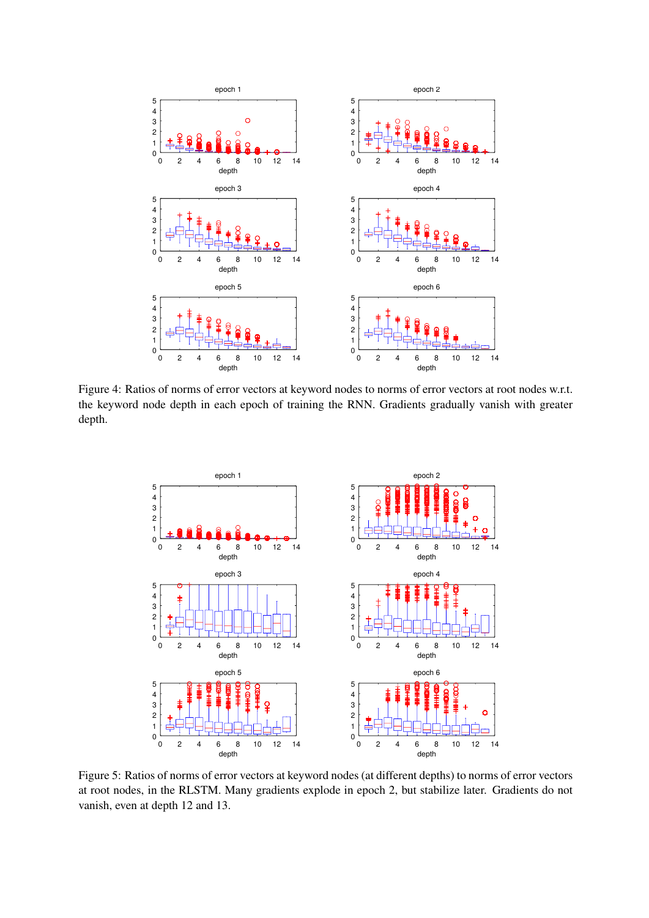Figure 4: Ratios of norms of error vectors at keyword nodes to norms of error vectors at root nodes w.r.t. the keyword node depth in each epoch of training the RNN. Gradients gradually vanish with greater depth.

Figure 5: Ratios of norms of error vectors at keyword nodes (at different depths) to norms of error vectors at root nodes, in the RLSTM. Many gradients explode in epoch 2, but stabilize later. Gradients do not vanish, even at depth 12 and 13.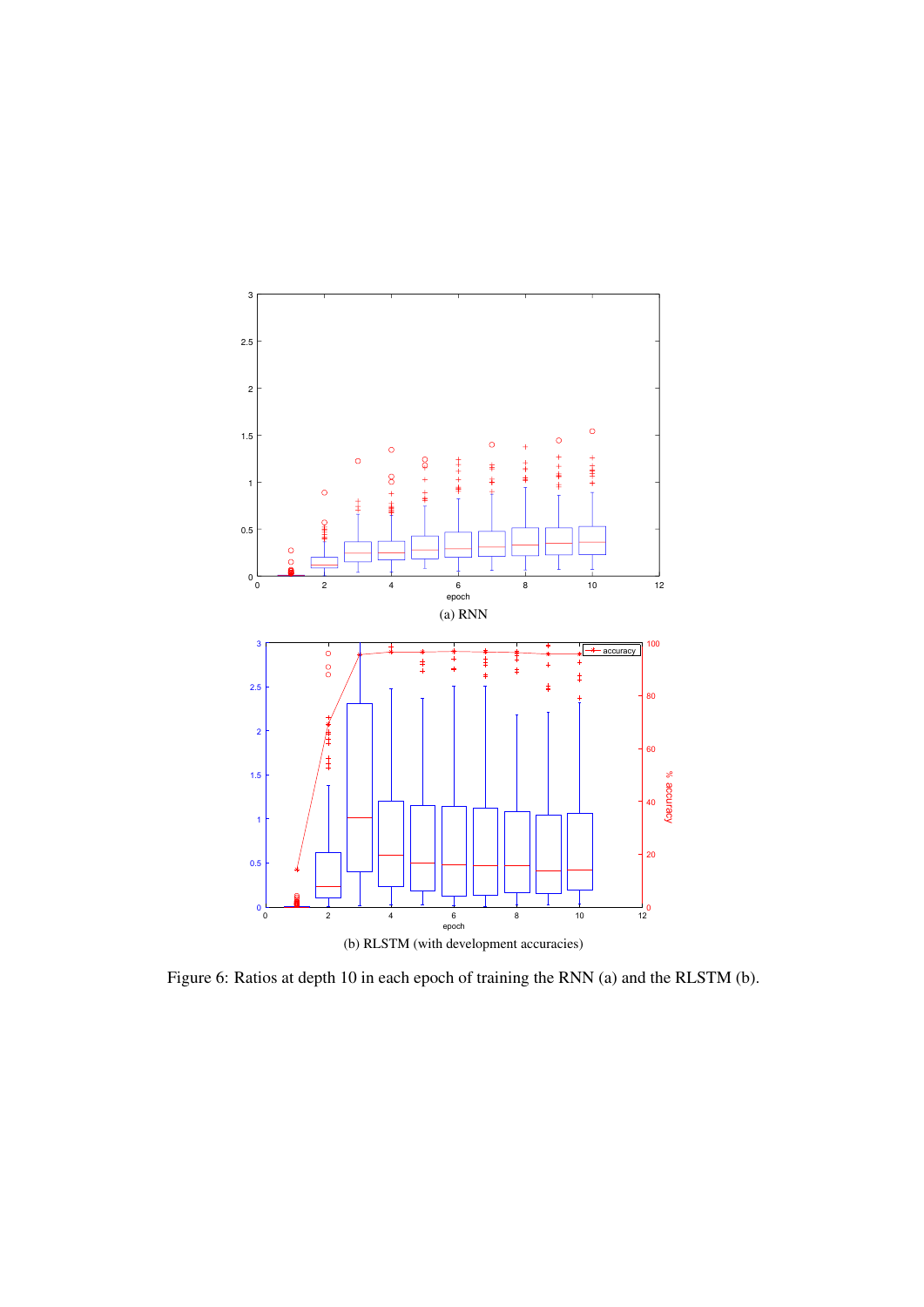(a) RNN

(b) RLSTM (with development accuracies)

Figure 6: Ratios at depth 10 in each epoch of training the RNN (a) and the RLSTM (b).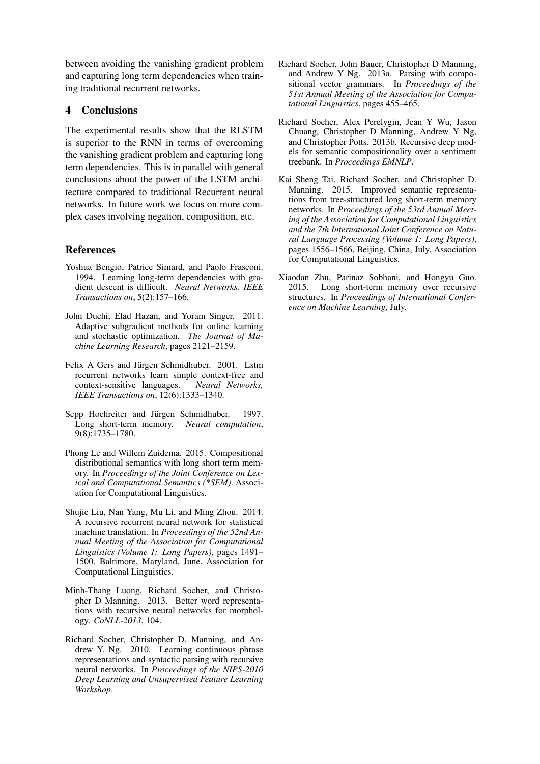between avoiding the vanishing gradient problem and capturing long term dependencies when training traditional recurrent networks.

## 4 Conclusions

The experimental results show that the RLSTM is superior to the RNN in terms of overcoming the vanishing gradient problem and capturing long term dependencies. This is in parallel with general conclusions about the power of the LSTM architecture compared to traditional Recurrent neural networks. In future work we focus on more complex cases involving negation, composition, etc.

## References

Yoshua Bengio, Patrice Simard, and Paolo Frasconi. 1994. Learning long-term dependencies with gradient descent is difficult. *Neural Networks, IEEE Transactions on*, 5(2):157–166.

John Duchi, Elad Hazan, and Yoram Singer. 2011. Adaptive subgradient methods for online learning and stochastic optimization. *The Journal of Machine Learning Research*, pages 2121–2159.

Felix A Gers and Jürgen Schmidhuber. 2001. Lstm recurrent networks learn simple context-free and context-sensitive languages. *Neural Networks, IEEE Transactions on*, 12(6):1333–1340.

Sepp Hochreiter and Jürgen Schmidhuber. 1997. Long short-term memory. *Neural computation*, 9(8):1735–1780.

Phong Le and Willem Zuidema. 2015. Compositional distributional semantics with long short term memory. In *Proceedings of the Joint Conference on Lexical and Computational Semantics (*SEM)*. Association for Computational Linguistics.

Shujie Liu, Nan Yang, Mu Li, and Ming Zhou. 2014. A recursive recurrent neural network for statistical machine translation. In *Proceedings of the 52nd Annual Meeting of the Association for Computational Linguistics (Volume 1: Long Papers)*, pages 1491–1500, Baltimore, Maryland, June. Association for Computational Linguistics.

Minh-Thang Luong, Richard Socher, and Christopher D Manning. 2013. Better word representations with recursive neural networks for morphology. *CoNLL-2013*, 104.

Richard Socher, Christopher D. Manning, and Andrew Y. Ng. 2010. Learning continuous phrase representations and syntactic parsing with recursive neural networks. In *Proceedings of the NIPS-2010 Deep Learning and Unsupervised Feature Learning Workshop*.

Richard Socher, John Bauer, Christopher D Manning, and Andrew Y Ng. 2013a. Parsing with compositional vector grammars. In *Proceedings of the 51st Annual Meeting of the Association for Computational Linguistics*, pages 455–465.

Richard Socher, Alex Perelygin, Jean Y Wu, Jason Chuang, Christopher D Manning, Andrew Y Ng, and Christopher Potts. 2013b. Recursive deep models for semantic compositionality over a sentiment treebank. In *Proceedings EMNLP*.

Kai Sheng Tai, Richard Socher, and Christopher D. Manning. 2015. Improved semantic representations from tree-structured long short-term memory networks. In *Proceedings of the 53rd Annual Meeting of the Association for Computational Linguistics and the 7th International Joint Conference on Natural Language Processing (Volume 1: Long Papers)*, pages 1556–1566, Beijing, China, July. Association for Computational Linguistics.

Xiaodan Zhu, Parinaz Sobhani, and Hongyu Guo. 2015. Long short-term memory over recursive structures. In *Proceedings of International Conference on Machine Learning*, July.